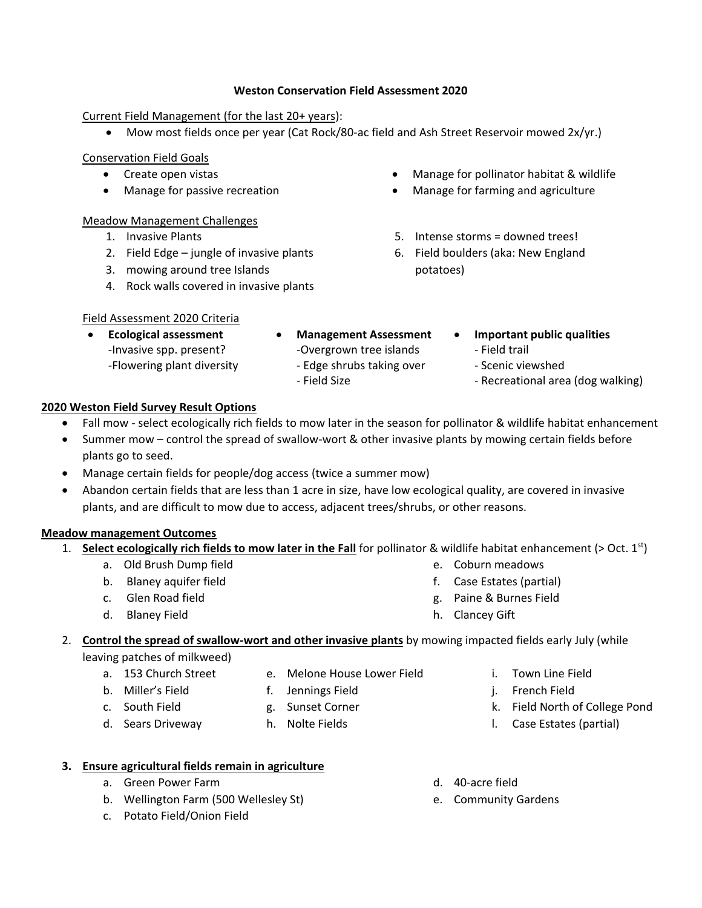# Weston Conservation Field Assessment 2020

Current Field Management (for the last 20+ years):

- Mow most fields once per year (Cat Rock/80-ac field and Ash Street Reservoir mowed 2x/yr.)

Conservation Field Goals

- Create open vistas
- Manage for passive recreation
- Manage for pollinator habitat & wildlife
- Manage for farming and agriculture

Meadow Management Challenges

1. Invasive Plants
2. Field Edge – jungle of invasive plants
3. mowing around tree Islands
4. Rock walls covered in invasive plants
5. Intense storms = downed trees!
6. Field boulders (aka: New England potatoes)

Field Assessment 2020 Criteria

- **Ecological assessment**
  - -Invasive spp. present?
  - -Flowering plant diversity
- **Management Assessment**
  - -Overgrown tree islands
  - - Edge shrubs taking over
  - - Field Size
- **Important public qualities**
  - - Field trail
  - - Scenic viewshed
  - - Recreational area (dog walking)

## 2020 Weston Field Survey Result Options

- Fall mow - select ecologically rich fields to mow later in the season for pollinator & wildlife habitat enhancement
- Summer mow – control the spread of swallow-wort & other invasive plants by mowing certain fields before plants go to seed.
- Manage certain fields for people/dog access (twice a summer mow)
- Abandon certain fields that are less than 1 acre in size, have low ecological quality, are covered in invasive plants, and are difficult to mow due to access, adjacent trees/shrubs, or other reasons.

## Meadow management Outcomes

1. **Select ecologically rich fields to mow later in the Fall** for pollinator & wildlife habitat enhancement (> Oct. 1st)
   - a. Old Brush Dump field
   - b. Blaney aquifer field
   - c. Glen Road field
   - d. Blaney Field
   - e. Coburn meadows
   - f. Case Estates (partial)
   - g. Paine & Burnes Field
   - h. Clancey Gift

2. **Control the spread of swallow-wort and other invasive plants** by mowing impacted fields early July (while leaving patches of milkweed)
   - a. 153 Church Street
   - b. Miller's Field
   - c. South Field
   - d. Sears Driveway
   - e. Melone House Lower Field
   - f. Jennings Field
   - g. Sunset Corner
   - h. Nolte Fields
   - i. Town Line Field
   - j. French Field
   - k. Field North of College Pond
   - l. Case Estates (partial)

3. **Ensure agricultural fields remain in agriculture**
   - a. Green Power Farm
   - b. Wellington Farm (500 Wellesley St)
   - c. Potato Field/Onion Field
   - d. 40-acre field
   - e. Community Gardens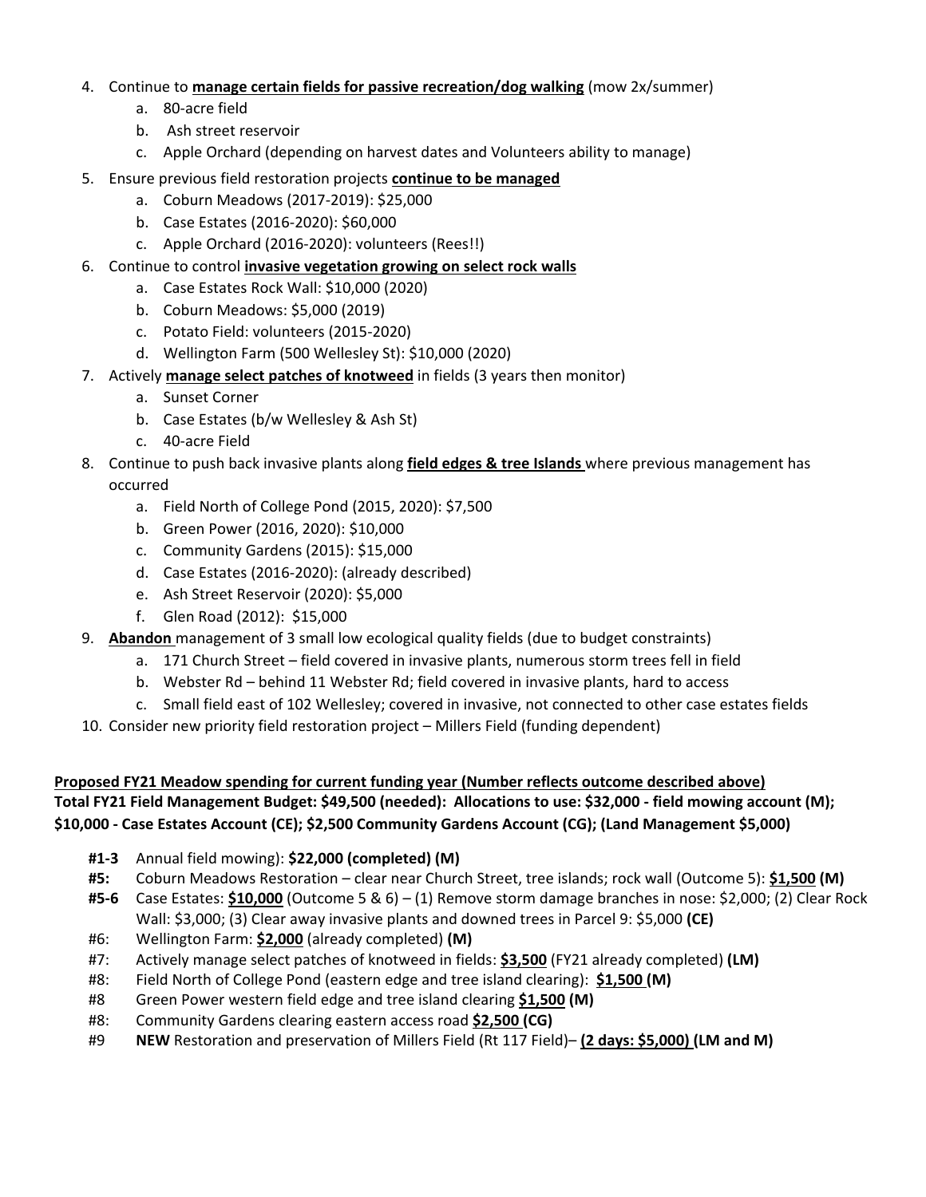4. Continue to **manage certain fields for passive recreation/dog walking** (mow 2x/summer)
   a. 80-acre field
   b. Ash street reservoir
   c. Apple Orchard (depending on harvest dates and Volunteers ability to manage)
5. Ensure previous field restoration projects **continue to be managed**
   a. Coburn Meadows (2017-2019): $25,000
   b. Case Estates (2016-2020): $60,000
   c. Apple Orchard (2016-2020): volunteers (Rees!!)
6. Continue to control **invasive vegetation growing on select rock walls**
   a. Case Estates Rock Wall: $10,000 (2020)
   b. Coburn Meadows: $5,000 (2019)
   c. Potato Field: volunteers (2015-2020)
   d. Wellington Farm (500 Wellesley St): $10,000 (2020)
7. Actively **manage select patches of knotweed** in fields (3 years then monitor)
   a. Sunset Corner
   b. Case Estates (b/w Wellesley & Ash St)
   c. 40-acre Field
8. Continue to push back invasive plants along **field edges & tree Islands** where previous management has occurred
   a. Field North of College Pond (2015, 2020): $7,500
   b. Green Power (2016, 2020): $10,000
   c. Community Gardens (2015): $15,000
   d. Case Estates (2016-2020): (already described)
   e. Ash Street Reservoir (2020): $5,000
   f. Glen Road (2012): $15,000
9. **Abandon** management of 3 small low ecological quality fields (due to budget constraints)
   a. 171 Church Street – field covered in invasive plants, numerous storm trees fell in field
   b. Webster Rd – behind 11 Webster Rd; field covered in invasive plants, hard to access
   c. Small field east of 102 Wellesley; covered in invasive, not connected to other case estates fields
10. Consider new priority field restoration project – Millers Field (funding dependent)

**Proposed FY21 Meadow spending for current funding year (Number reflects outcome described above)**
**Total FY21 Field Management Budget: $49,500 (needed): Allocations to use: $32,000 - field mowing account (M); $10,000 - Case Estates Account (CE); $2,500 Community Gardens Account (CG); (Land Management $5,000)**

- **#1-3** Annual field mowing): **$22,000 (completed) (M)**
- **#5:** Coburn Meadows Restoration – clear near Church Street, tree islands; rock wall (Outcome 5): **$1,500 (M)**
- **#5-6** Case Estates: **$10,000** (Outcome 5 & 6) – (1) Remove storm damage branches in nose: $2,000; (2) Clear Rock Wall: $3,000; (3) Clear away invasive plants and downed trees in Parcel 9: $5,000 **(CE)**
- #6: Wellington Farm: **$2,000** (already completed) **(M)**
- #7: Actively manage select patches of knotweed in fields: **$3,500** (FY21 already completed) **(LM)**
- #8: Field North of College Pond (eastern edge and tree island clearing): **$1,500 (M)**
- #8 Green Power western field edge and tree island clearing **$1,500 (M)**
- #8: Community Gardens clearing eastern access road **$2,500 (CG)**
- #9 **NEW** Restoration and preservation of Millers Field (Rt 117 Field)– **(2 days: $5,000) (LM and M)**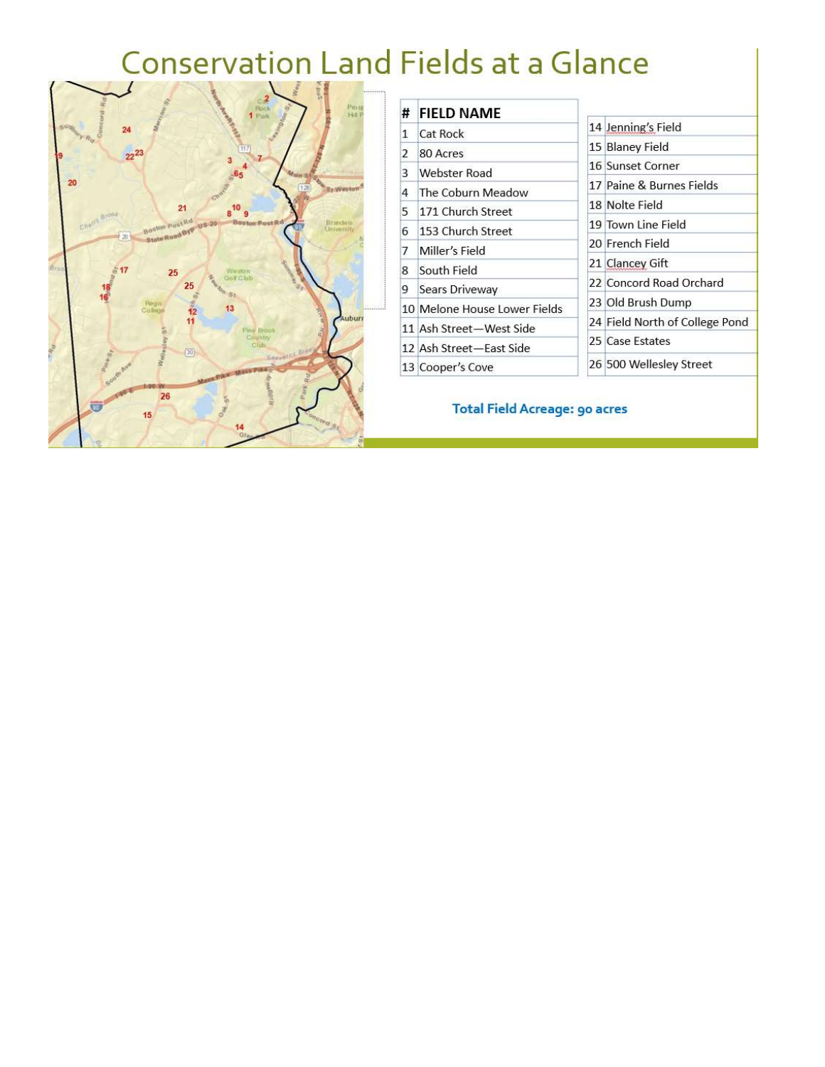# Conservation Land Fields at a Glance

| # | FIELD NAME |
|---|---|
| 1 | Cat Rock |
| 2 | 80 Acres |
| 3 | Webster Road |
| 4 | The Coburn Meadow |
| 5 | 171 Church Street |
| 6 | 153 Church Street |
| 7 | Miller's Field |
| 8 | South Field |
| 9 | Sears Driveway |
| 10 | Melone House Lower Fields |
| 11 | Ash Street—West Side |
| 12 | Ash Street—East Side |
| 13 | Cooper's Cove |
| 14 | Jenning's Field |
| 15 | Blaney Field |
| 16 | Sunset Corner |
| 17 | Paine & Burnes Fields |
| 18 | Nolte Field |
| 19 | Town Line Field |
| 20 | French Field |
| 21 | Clancey Gift |
| 22 | Concord Road Orchard |
| 23 | Old Brush Dump |
| 24 | Field North of College Pond |
| 25 | Case Estates |
| 26 | 500 Wellesley Street |

**Total Field Acreage: 90 acres**